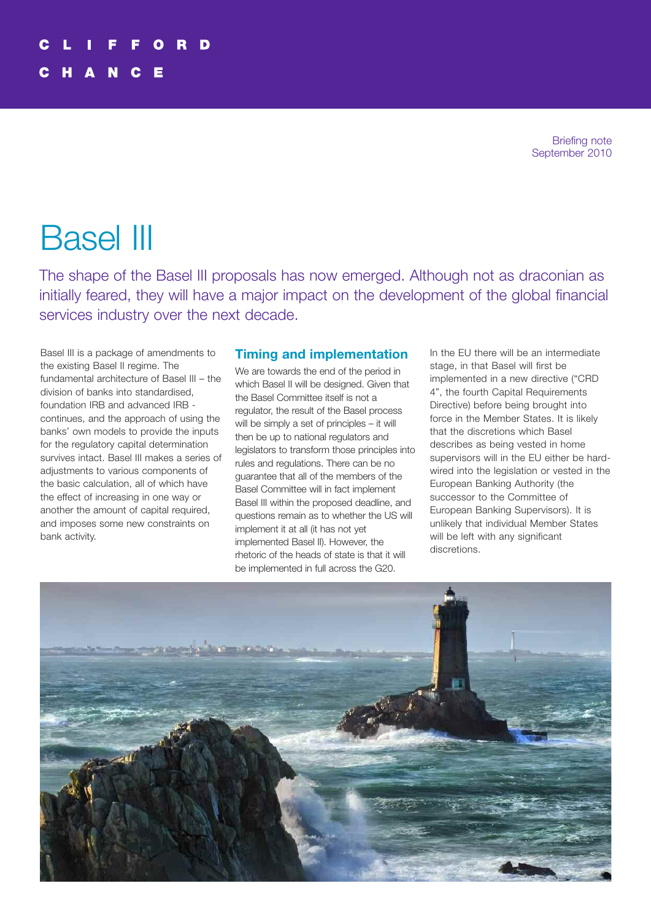CLIFFORD CHANCE

Briefing note
September 2010

# Basel III

The shape of the Basel III proposals has now emerged. Although not as draconian as initially feared, they will have a major impact on the development of the global financial services industry over the next decade.

Basel III is a package of amendments to the existing Basel II regime. The fundamental architecture of Basel III – the division of banks into standardised, foundation IRB and advanced IRB - continues, and the approach of using the banks' own models to provide the inputs for the regulatory capital determination survives intact. Basel III makes a series of adjustments to various components of the basic calculation, all of which have the effect of increasing in one way or another the amount of capital required, and imposes some new constraints on bank activity.

## Timing and implementation

We are towards the end of the period in which Basel II will be designed. Given that the Basel Committee itself is not a regulator, the result of the Basel process will be simply a set of principles – it will then be up to national regulators and legislators to transform those principles into rules and regulations. There can be no guarantee that all of the members of the Basel Committee will in fact implement Basel III within the proposed deadline, and questions remain as to whether the US will implement it at all (it has not yet implemented Basel II). However, the rhetoric of the heads of state is that it will be implemented in full across the G20.

In the EU there will be an intermediate stage, in that Basel will first be implemented in a new directive ("CRD 4", the fourth Capital Requirements Directive) before being brought into force in the Member States. It is likely that the discretions which Basel describes as being vested in home supervisors will in the EU either be hard-wired into the legislation or vested in the European Banking Authority (the successor to the Committee of European Banking Supervisors). It is unlikely that individual Member States will be left with any significant discretions.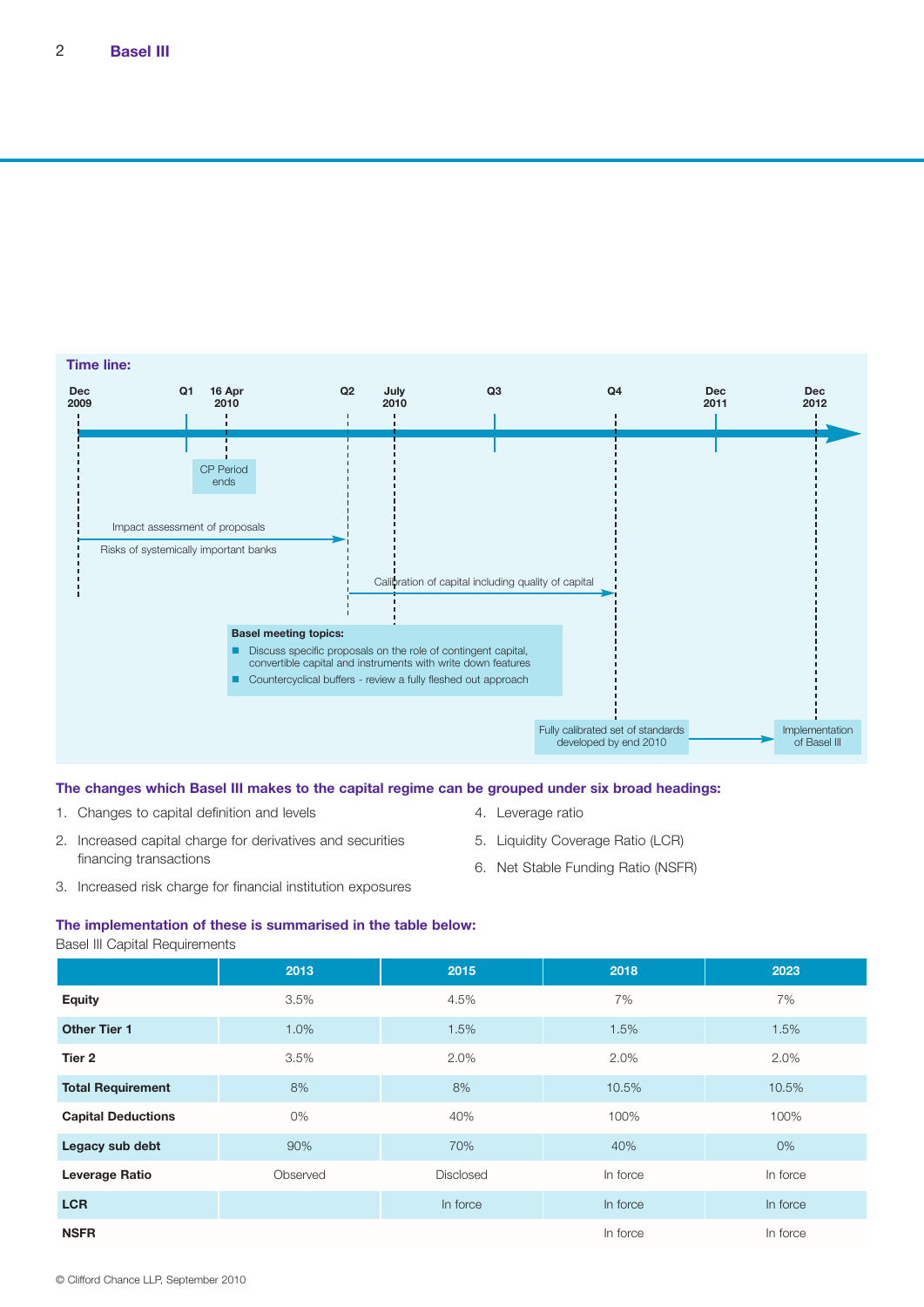**Time line:**

Dec 2009 — Q1 — 16 Apr 2010 — Q2 — July 2010 — Q3 — Q4 — Dec 2011 — Dec 2012

- 16 Apr 2010: CP Period ends
- Dec 2009 to Q2: Impact assessment of proposals; Risks of systemically important banks
- Q2 to Q4: Calibration of capital including quality of capital
- Q4: Fully calibrated set of standards developed by end 2010
- Dec 2012: Implementation of Basel III

**Basel meeting topics:**

- Discuss specific proposals on the role of contingent capital, convertible capital and instruments with write down features
- Countercyclical buffers - review a fully fleshed out approach

### The changes which Basel III makes to the capital regime can be grouped under six broad headings:

1. Changes to capital definition and levels
2. Increased capital charge for derivatives and securities financing transactions
3. Increased risk charge for financial institution exposures
4. Leverage ratio
5. Liquidity Coverage Ratio (LCR)
6. Net Stable Funding Ratio (NSFR)

### The implementation of these is summarised in the table below:

Basel III Capital Requirements

| | 2013 | 2015 | 2018 | 2023 |
|---|---|---|---|---|
| **Equity** | 3.5% | 4.5% | 7% | 7% |
| **Other Tier 1** | 1.0% | 1.5% | 1.5% | 1.5% |
| **Tier 2** | 3.5% | 2.0% | 2.0% | 2.0% |
| **Total Requirement** | 8% | 8% | 10.5% | 10.5% |
| **Capital Deductions** | 0% | 40% | 100% | 100% |
| **Legacy sub debt** | 90% | 70% | 40% | 0% |
| **Leverage Ratio** | Observed | Disclosed | In force | In force |
| **LCR** | | In force | In force | In force |
| **NSFR** | | | In force | In force |

© Clifford Chance LLP, September 2010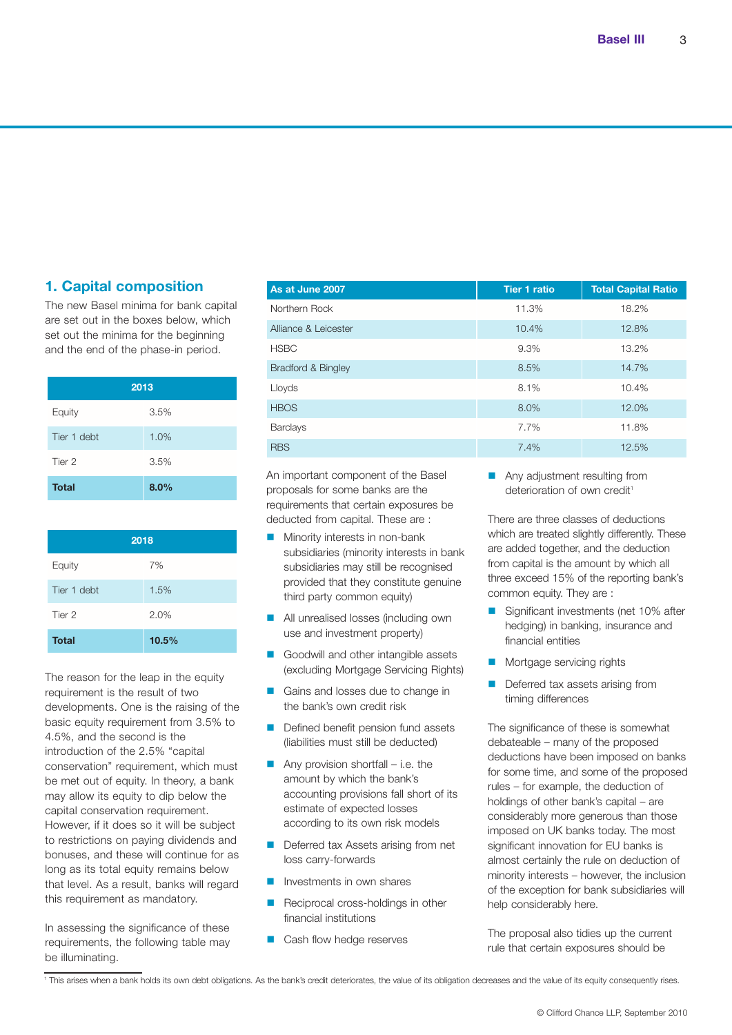## 1. Capital composition

The new Basel minima for bank capital are set out in the boxes below, which set out the minima for the beginning and the end of the phase-in period.

| 2013 | |
|---|---|
| Equity | 3.5% |
| Tier 1 debt | 1.0% |
| Tier 2 | 3.5% |
| **Total** | **8.0%** |

| 2018 | |
|---|---|
| Equity | 7% |
| Tier 1 debt | 1.5% |
| Tier 2 | 2.0% |
| **Total** | **10.5%** |

The reason for the leap in the equity requirement is the result of two developments. One is the raising of the basic equity requirement from 3.5% to 4.5%, and the second is the introduction of the 2.5% "capital conservation" requirement, which must be met out of equity. In theory, a bank may allow its equity to dip below the capital conservation requirement. However, if it does so it will be subject to restrictions on paying dividends and bonuses, and these will continue for as long as its total equity remains below that level. As a result, banks will regard this requirement as mandatory.

In assessing the significance of these requirements, the following table may be illuminating.

| As at June 2007 | Tier 1 ratio | Total Capital Ratio |
|---|---|---|
| Northern Rock | 11.3% | 18.2% |
| Alliance & Leicester | 10.4% | 12.8% |
| HSBC | 9.3% | 13.2% |
| Bradford & Bingley | 8.5% | 14.7% |
| Lloyds | 8.1% | 10.4% |
| HBOS | 8.0% | 12.0% |
| Barclays | 7.7% | 11.8% |
| RBS | 7.4% | 12.5% |

An important component of the Basel proposals for some banks are the requirements that certain exposures be deducted from capital. These are :

- Minority interests in non-bank subsidiaries (minority interests in bank subsidiaries may still be recognised provided that they constitute genuine third party common equity)
- All unrealised losses (including own use and investment property)
- Goodwill and other intangible assets (excluding Mortgage Servicing Rights)
- Gains and losses due to change in the bank's own credit risk
- Defined benefit pension fund assets (liabilities must still be deducted)
- Any provision shortfall – i.e. the amount by which the bank's accounting provisions fall short of its estimate of expected losses according to its own risk models
- Deferred tax Assets arising from net loss carry-forwards
- Investments in own shares
- Reciprocal cross-holdings in other financial institutions
- Cash flow hedge reserves
- Any adjustment resulting from deterioration of own credit[1]

There are three classes of deductions which are treated slightly differently. These are added together, and the deduction from capital is the amount by which all three exceed 15% of the reporting bank's common equity. They are :

- Significant investments (net 10% after hedging) in banking, insurance and financial entities
- Mortgage servicing rights
- Deferred tax assets arising from timing differences

The significance of these is somewhat debateable – many of the proposed deductions have been imposed on banks for some time, and some of the proposed rules – for example, the deduction of holdings of other bank's capital – are considerably more generous than those imposed on UK banks today. The most significant innovation for EU banks is almost certainly the rule on deduction of minority interests – however, the inclusion of the exception for bank subsidiaries will help considerably here.

The proposal also tidies up the current rule that certain exposures should be

[1] This arises when a bank holds its own debt obligations. As the bank's credit deteriorates, the value of its obligation decreases and the value of its equity consequently rises.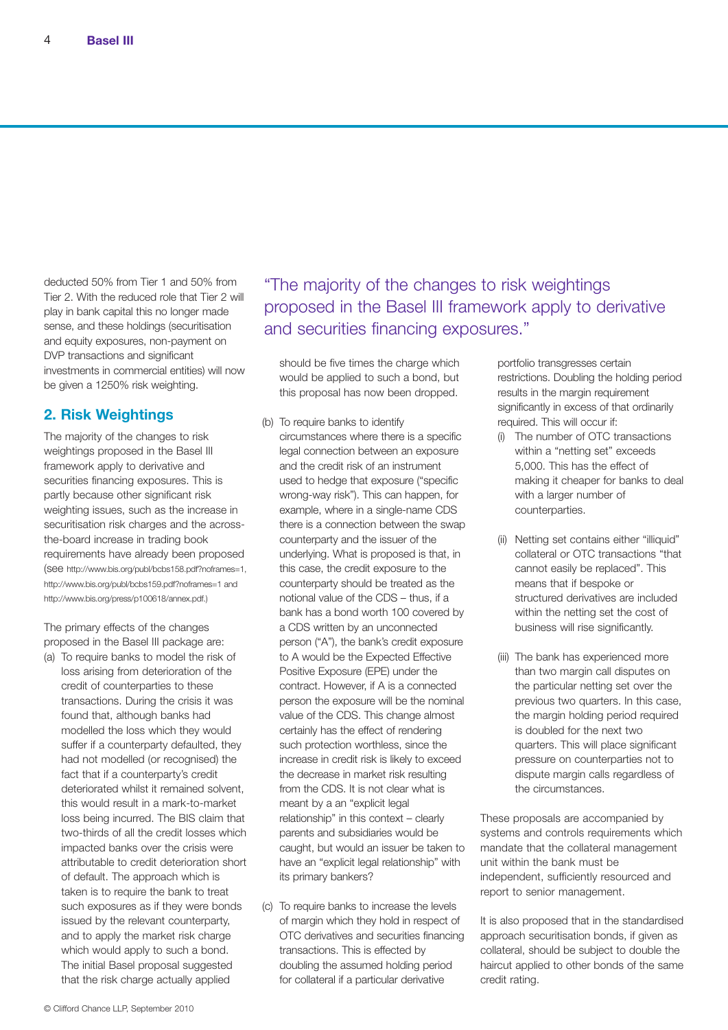deducted 50% from Tier 1 and 50% from Tier 2. With the reduced role that Tier 2 will play in bank capital this no longer made sense, and these holdings (securitisation and equity exposures, non-payment on DVP transactions and significant investments in commercial entities) will now be given a 1250% risk weighting.

## 2. Risk Weightings

The majority of the changes to risk weightings proposed in the Basel III framework apply to derivative and securities financing exposures. This is partly because other significant risk weighting issues, such as the increase in securitisation risk charges and the across-the-board increase in trading book requirements have already been proposed (see http://www.bis.org/publ/bcbs158.pdf?noframes=1, http://www.bis.org/publ/bcbs159.pdf?noframes=1 and http://www.bis.org/press/p100618/annex.pdf.)

> "The majority of the changes to risk weightings proposed in the Basel III framework apply to derivative and securities financing exposures."

The primary effects of the changes proposed in the Basel III package are:

(a) To require banks to model the risk of loss arising from deterioration of the credit of counterparties to these transactions. During the crisis it was found that, although banks had modelled the loss which they would suffer if a counterparty defaulted, they had not modelled (or recognised) the fact that, if a counterparty's credit deteriorated whilst it remained solvent, this would result in a mark-to-market loss being incurred. The BIS claim that two-thirds of all the credit losses which impacted banks over the crisis were attributable to credit deterioration short of default. The approach which is taken is to require the bank to treat such exposures as if they were bonds issued by the relevant counterparty, and to apply the market risk charge which would apply to such a bond. The initial Basel proposal suggested that the risk charge actually applied should be five times the charge which would be applied to such a bond, but this proposal has now been dropped.

(b) To require banks to identify circumstances where there is a specific legal connection between an exposure and the credit risk of an instrument used to hedge that exposure ("specific wrong-way risk"). This can happen, for example, where in a single-name CDS there is a connection between the swap counterparty and the issuer of the underlying. What is proposed is that, in this case, the credit exposure to the counterparty should be treated as the notional value of the CDS – thus, if a bank has a bond worth 100 covered by a CDS written by an unconnected person ("A"), the bank's credit exposure to A would be the Expected Effective Positive Exposure (EPE) under the contract. However, if A is a connected person the exposure will be the nominal value of the CDS. This change almost certainly has the effect of rendering such protection worthless, since the increase in credit risk is likely to exceed the decrease in market risk resulting from the CDS. It is not clear what is meant by a an "explicit legal relationship" in this context – clearly parents and subsidiaries would be caught, but would an issuer be taken to have an "explicit legal relationship" with its primary bankers?

(c) To require banks to increase the levels of margin which they hold in respect of OTC derivatives and securities financing transactions. This is effected by doubling the assumed holding period for collateral if a particular derivative portfolio transgresses certain restrictions. Doubling the holding period results in the margin requirement significantly in excess of that ordinarily required. This will occur if:

   (i) The number of OTC transactions within a "netting set" exceeds 5,000. This has the effect of making it cheaper for banks to deal with a larger number of counterparties.

   (ii) Netting set contains either "illiquid" collateral or OTC transactions "that cannot easily be replaced". This means that if bespoke or structured derivatives are included within the netting set the cost of business will rise significantly.

   (iii) The bank has experienced more than two margin call disputes on the particular netting set over the previous two quarters. In this case, the margin holding period required is doubled for the next two quarters. This will place significant pressure on counterparties not to dispute margin calls regardless of the circumstances.

These proposals are accompanied by systems and controls requirements which mandate that the collateral management unit within the bank must be independent, sufficiently resourced and report to senior management.

It is also proposed that in the standardised approach securitisation bonds, if given as collateral, should be subject to double the haircut applied to other bonds of the same credit rating.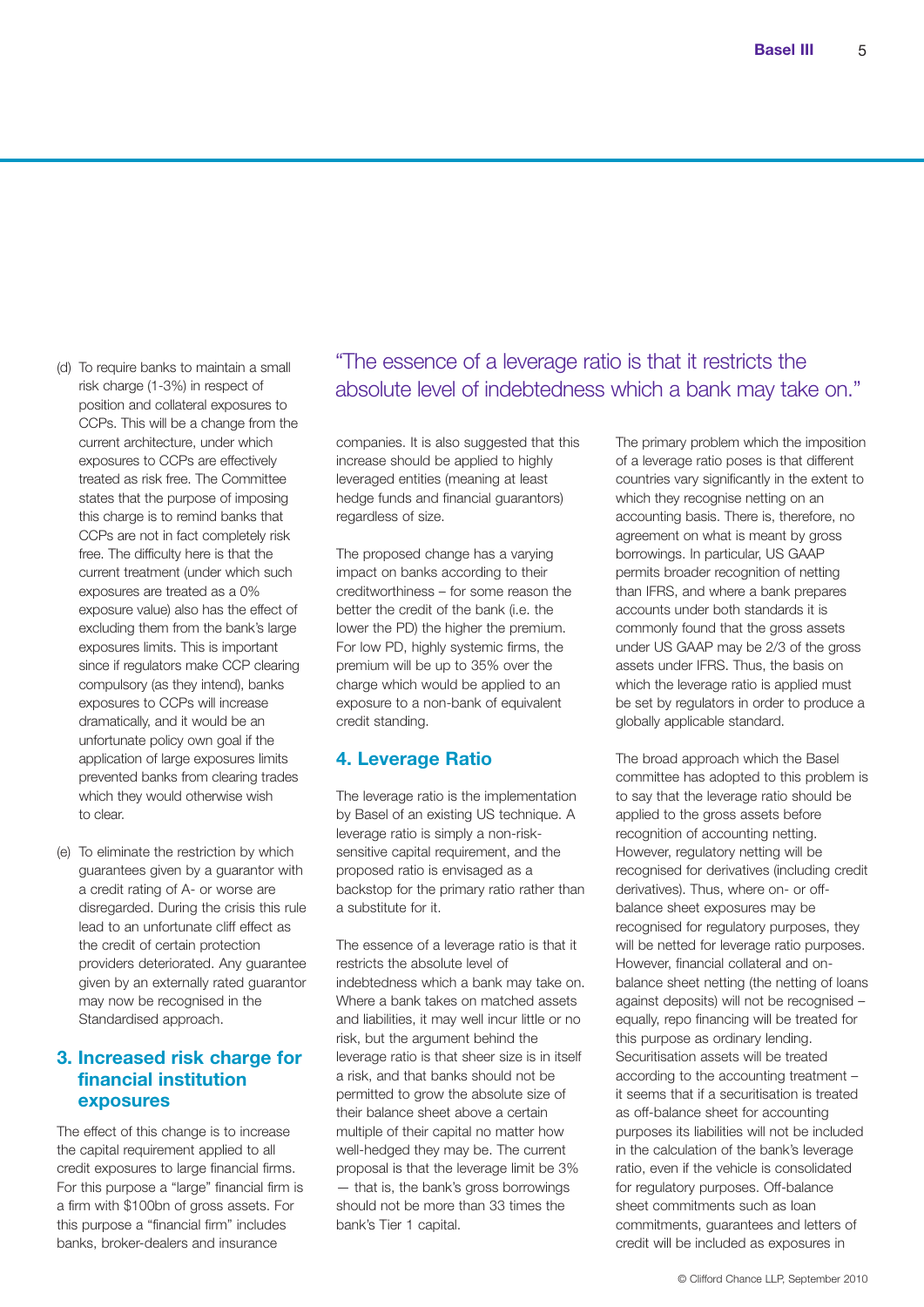(d) To require banks to maintain a small risk charge (1-3%) in respect of position and collateral exposures to CCPs. This will be a change from the current architecture, under which exposures to CCPs are effectively treated as risk free. The Committee states that the purpose of imposing this charge is to remind banks that CCPs are not in fact completely risk free. The difficulty here is that the current treatment (under which such exposures are treated as a 0% exposure value) also has the effect of excluding them from the bank's large exposures limits. This is important since if regulators make CCP clearing compulsory (as they intend), banks exposures to CCPs will increase dramatically, and it would be an unfortunate policy own goal if the application of large exposures limits prevented banks from clearing trades which they would otherwise wish to clear.

(e) To eliminate the restriction by which guarantees given by a guarantor with a credit rating of A- or worse are disregarded. During the crisis this rule lead to an unfortunate cliff effect as the credit of certain protection providers deteriorated. Any guarantee given by an externally rated guarantor may now be recognised in the Standardised approach.

## 3. Increased risk charge for financial institution exposures

The effect of this change is to increase the capital requirement applied to all credit exposures to large financial firms. For this purpose a "large" financial firm is a firm with $100bn of gross assets. For this purpose a "financial firm" includes banks, broker-dealers and insurance companies. It is also suggested that this increase should be applied to highly leveraged entities (meaning at least hedge funds and financial guarantors) regardless of size.

The proposed change has a varying impact on banks according to their creditworthiness – for some reason the better the credit of the bank (i.e. the lower the PD) the higher the premium. For low PD, highly systemic firms, the premium will be up to 35% over the charge which would be applied to an exposure to a non-bank of equivalent credit standing.

## 4. Leverage Ratio

"The essence of a leverage ratio is that it restricts the absolute level of indebtedness which a bank may take on."

The leverage ratio is the implementation by Basel of an existing US technique. A leverage ratio is simply a non-risk-sensitive capital requirement, and the proposed ratio is envisaged as a backstop for the primary ratio rather than a substitute for it.

The essence of a leverage ratio is that it restricts the absolute level of indebtedness which a bank may take on. Where a bank takes on matched assets and liabilities, it may well incur little or no risk, but the argument behind the leverage ratio is that sheer size is in itself a risk, and that banks should not be permitted to grow the absolute size of their balance sheet above a certain multiple of their capital no matter how well-hedged they may be. The current proposal is that the leverage limit be 3% — that is, the bank's gross borrowings should not be more than 33 times the bank's Tier 1 capital.

The primary problem which the imposition of a leverage ratio poses is that different countries vary significantly in the extent to which they recognise netting on an accounting basis. There is, therefore, no agreement on what is meant by gross borrowings. In particular, US GAAP permits broader recognition of netting than IFRS, and where a bank prepares accounts under both standards it is commonly found that the gross assets under US GAAP may be 2/3 of the gross assets under IFRS. Thus, the basis on which the leverage ratio is applied must be set by regulators in order to produce a globally applicable standard.

The broad approach which the Basel committee has adopted to this problem is to say that the leverage ratio should be applied to the gross assets before recognition of accounting netting. However, regulatory netting will be recognised for derivatives (including credit derivatives). Thus, where on- or off-balance sheet exposures may be recognised for regulatory purposes, they will be netted for leverage ratio purposes. However, financial collateral and on-balance sheet netting (the netting of loans against deposits) will not be recognised – equally, repo financing will be treated for this purpose as ordinary lending. Securitisation assets will be treated according to the accounting treatment – it seems that if a securitisation is treated as off-balance sheet for accounting purposes its liabilities will not be included in the calculation of the bank's leverage ratio, even if the vehicle is consolidated for regulatory purposes. Off-balance sheet commitments such as loan commitments, guarantees and letters of credit will be included as exposures in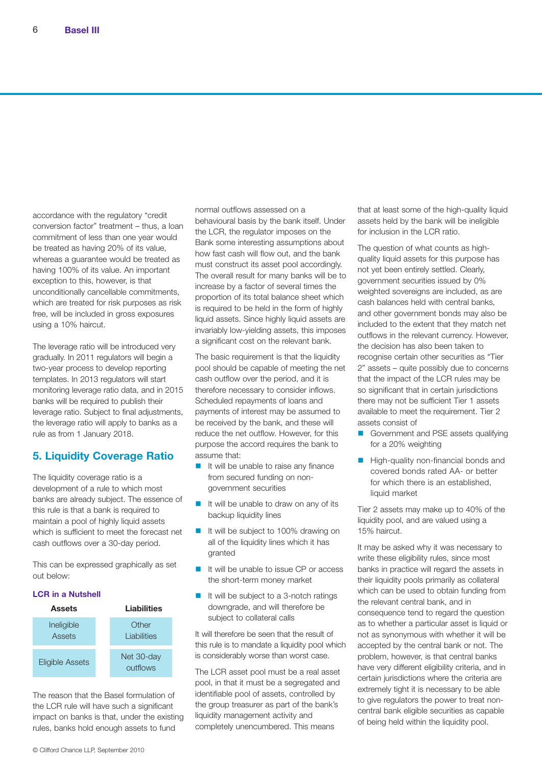accordance with the regulatory "credit conversion factor" treatment – thus, a loan commitment of less than one year would be treated as having 20% of its value, whereas a guarantee would be treated as having 100% of its value. An important exception to this, however, is that unconditionally cancellable commitments, which are treated for risk purposes as risk free, will be included in gross exposures using a 10% haircut.

The leverage ratio will be introduced very gradually. In 2011 regulators will begin a two-year process to develop reporting templates. In 2013 regulators will start monitoring leverage ratio data, and in 2015 banks will be required to publish their leverage ratio. Subject to final adjustments, the leverage ratio will apply to banks as a rule as from 1 January 2018.

## 5. Liquidity Coverage Ratio

The liquidity coverage ratio is a development of a rule to which most banks are already subject. The essence of this rule is that a bank is required to maintain a pool of highly liquid assets which is sufficient to meet the forecast net cash outflows over a 30-day period.

This can be expressed graphically as set out below:

**LCR in a Nutshell**

| Assets | Liabilities |
|---|---|
| Ineligible Assets | Other Liabilities |
| Eligible Assets | Net 30-day outflows |

The reason that the Basel formulation of the LCR rule will have such a significant impact on banks is that, under the existing rules, banks hold enough assets to fund normal outflows assessed on a behavioural basis by the bank itself. Under the LCR, the regulator imposes on the Bank some interesting assumptions about how fast cash will flow out, and the bank must construct its asset pool accordingly. The overall result for many banks will be to increase by a factor of several times the proportion of its total balance sheet which is required to be held in the form of highly liquid assets. Since highly liquid assets are invariably low-yielding assets, this imposes a significant cost on the relevant bank.

The basic requirement is that the liquidity pool should be capable of meeting the net cash outflow over the period, and it is therefore necessary to consider inflows. Scheduled repayments of loans and payments of interest may be assumed to be received by the bank, and these will reduce the net outflow. However, for this purpose the accord requires the bank to assume that:

- It will be unable to raise any finance from secured funding on non-government securities
- It will be unable to draw on any of its backup liquidity lines
- It will be subject to 100% drawing on all of the liquidity lines which it has granted
- It will be unable to issue CP or access the short-term money market
- It will be subject to a 3-notch ratings downgrade, and will therefore be subject to collateral calls

It will therefore be seen that the result of this rule is to mandate a liquidity pool which is considerably worse than worst case.

The LCR asset pool must be a real asset pool, in that it must be a segregated and identifiable pool of assets, controlled by the group treasurer as part of the bank's liquidity management activity and completely unencumbered. This means that at least some of the high-quality liquid assets held by the bank will be ineligible for inclusion in the LCR ratio.

The question of what counts as high-quality liquid assets for this purpose has not yet been entirely settled. Clearly, government securities issued by 0% weighted sovereigns are included, as are cash balances held with central banks, and other government bonds may also be included to the extent that they match net outflows in the relevant currency. However, the decision has also been taken to recognise certain other securities as "Tier 2" assets – quite possibly due to concerns that the impact of the LCR rules may be so significant that in certain jurisdictions there may not be sufficient Tier 1 assets available to meet the requirement. Tier 2 assets consist of

- Government and PSE assets qualifying for a 20% weighting
- High-quality non-financial bonds and covered bonds rated AA- or better for which there is an established, liquid market

Tier 2 assets may make up to 40% of the liquidity pool, and are valued using a 15% haircut.

It may be asked why it was necessary to write these eligibility rules, since most banks in practice will regard the assets in their liquidity pools primarily as collateral which can be used to obtain funding from the relevant central bank, and in consequence tend to regard the question as to whether a particular asset is liquid or not as synonymous with whether it will be accepted by the central bank or not. The problem, however, is that central banks have very different eligibility criteria, and in certain jurisdictions where the criteria are extremely tight it is necessary to be able to give regulators the power to treat non-central bank eligible securities as capable of being held within the liquidity pool.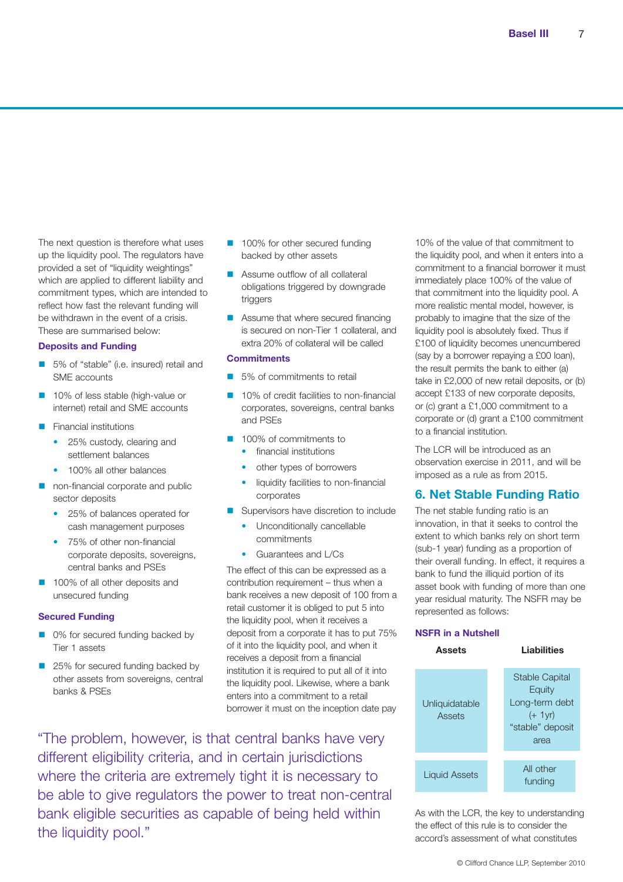The next question is therefore what uses up the liquidity pool. The regulators have provided a set of "liquidity weightings" which are applied to different liability and commitment types, which are intended to reflect how fast the relevant funding will be withdrawn in the event of a crisis. These are summarised below:

**Deposits and Funding**

- 5% of "stable" (i.e. insured) retail and SME accounts
- 10% of less stable (high-value or internet) retail and SME accounts
- Financial institutions
  - 25% custody, clearing and settlement balances
  - 100% all other balances
- non-financial corporate and public sector deposits
  - 25% of balances operated for cash management purposes
  - 75% of other non-financial corporate deposits, sovereigns, central banks and PSEs
- 100% of all other deposits and unsecured funding

**Secured Funding**

- 0% for secured funding backed by Tier 1 assets
- 25% for secured funding backed by other assets from sovereigns, central banks & PSEs
- 100% for other secured funding backed by other assets
- Assume outflow of all collateral obligations triggered by downgrade triggers
- Assume that where secured financing is secured on non-Tier 1 collateral, and extra 20% of collateral will be called

**Commitments**

- 5% of commitments to retail
- 10% of credit facilities to non-financial corporates, sovereigns, central banks and PSEs
- 100% of commitments to
  - financial institutions
  - other types of borrowers
  - liquidity facilities to non-financial corporates
- Supervisors have discretion to include
  - Unconditionally cancellable commitments
  - Guarantees and L/Cs

The effect of this can be expressed as a contribution requirement – thus when a bank receives a new deposit of 100 from a retail customer it is obliged to put 5 into the liquidity pool, when it receives a deposit from a corporate it has to put 75% of it into the liquidity pool, and when it receives a deposit from a financial institution it is required to put all of it into the liquidity pool. Likewise, where a bank enters into a commitment to a retail borrower it must on the inception date pay 10% of the value of that commitment to the liquidity pool, and when it enters into a commitment to a financial borrower it must immediately place 100% of the value of that commitment into the liquidity pool. A more realistic mental model, however, is probably to imagine that the size of the liquidity pool is absolutely fixed. Thus if £100 of liquidity becomes unencumbered (say by a borrower repaying a £00 loan), the result permits the bank to either (a) take in £2,000 of new retail deposits, or (b) accept £133 of new corporate deposits, or (c) grant a £1,000 commitment to a corporate or (d) grant a £100 commitment to a financial institution.

The LCR will be introduced as an observation exercise in 2011, and will be imposed as a rule as from 2015.

"The problem, however, is that central banks have very different eligibility criteria, and in certain jurisdictions where the criteria are extremely tight it is necessary to be able to give regulators the power to treat non-central bank eligible securities as capable of being held within the liquidity pool."

## 6. Net Stable Funding Ratio

The net stable funding ratio is an innovation, in that it seeks to control the extent to which banks rely on short term (sub-1 year) funding as a proportion of their overall funding. In effect, it requires a bank to fund the illiquid portion of its asset book with funding of more than one year residual maturity. The NSFR may be represented as follows:

**NSFR in a Nutshell**

| Assets | Liabilities |
|---|---|
| Unliquidatable Assets | Stable Capital Equity Long-term debt (+ 1yr) "stable" deposit area |
| Liquid Assets | All other funding |

As with the LCR, the key to understanding the effect of this rule is to consider the accord's assessment of what constitutes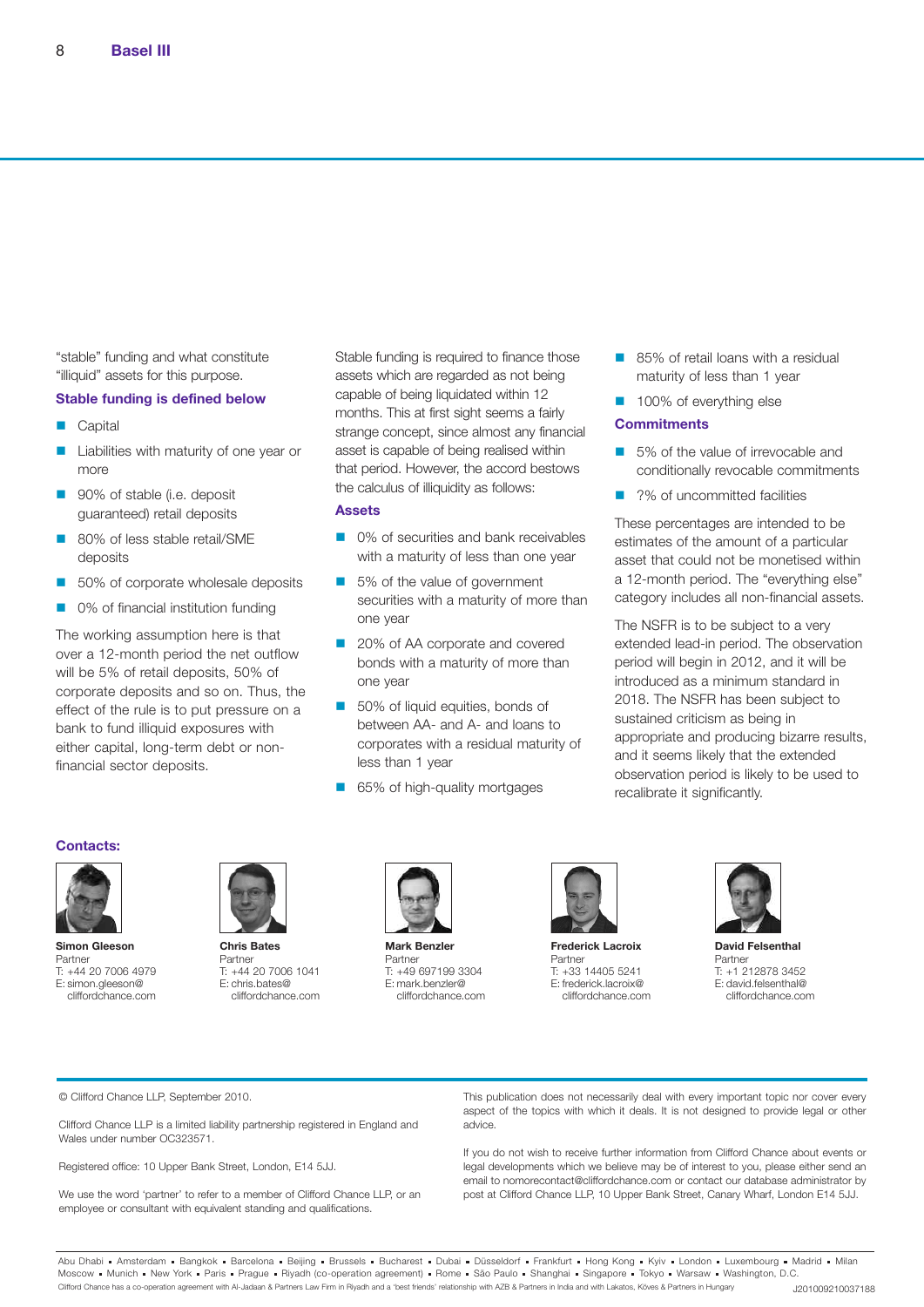"stable" funding and what constitute "illiquid" assets for this purpose.

### Stable funding is defined below

- Capital
- Liabilities with maturity of one year or more
- 90% of stable (i.e. deposit guaranteed) retail deposits
- 80% of less stable retail/SME deposits
- 50% of corporate wholesale deposits
- 0% of financial institution funding

The working assumption here is that over a 12-month period the net outflow will be 5% of retail deposits, 50% of corporate deposits and so on. Thus, the effect of the rule is to put pressure on a bank to fund illiquid exposures with either capital, long-term debt or non-financial sector deposits.

Stable funding is required to finance those assets which are regarded as not being capable of being liquidated within 12 months. This at first sight seems a fairly strange concept, since almost any financial asset is capable of being realised within that period. However, the accord bestows the calculus of illiquidity as follows:

### Assets

- 0% of securities and bank receivables with a maturity of less than one year
- 5% of the value of government securities with a maturity of more than one year
- 20% of AA corporate and covered bonds with a maturity of more than one year
- 50% of liquid equities, bonds of between AA- and A- and loans to corporates with a residual maturity of less than 1 year
- 65% of high-quality mortgages
- 85% of retail loans with a residual maturity of less than 1 year
- 100% of everything else

### Commitments

- 5% of the value of irrevocable and conditionally revocable commitments
- ?% of uncommitted facilities

These percentages are intended to be estimates of the amount of a particular asset that could not be monetised within a 12-month period. The "everything else" category includes all non-financial assets.

The NSFR is to be subject to a very extended lead-in period. The observation period will begin in 2012, and it will be introduced as a minimum standard in 2018. The NSFR has been subject to sustained criticism as being in appropriate and producing bizarre results, and it seems likely that the extended observation period is likely to be used to recalibrate it significantly.

### Contacts:

**Simon Gleeson**
Partner
T: +44 20 7006 4979
E: simon.gleeson@cliffordchance.com

**Chris Bates**
Partner
T: +44 20 7006 1041
E: chris.bates@cliffordchance.com

**Mark Benzler**
Partner
T: +49 697199 3304
E: mark.benzler@cliffordchance.com

**Frederick Lacroix**
Partner
T: +33 14405 5241
E: frederick.lacroix@cliffordchance.com

**David Felsenthal**
Partner
T: +1 212878 3452
E: david.felsenthal@cliffordchance.com

© Clifford Chance LLP, September 2010.

Clifford Chance LLP is a limited liability partnership registered in England and Wales under number OC323571.

Registered office: 10 Upper Bank Street, London, E14 5JJ.

We use the word 'partner' to refer to a member of Clifford Chance LLP, or an employee or consultant with equivalent standing and qualifications.

This publication does not necessarily deal with every important topic nor cover every aspect of the topics with which it deals. It is not designed to provide legal or other advice.

If you do not wish to receive further information from Clifford Chance about events or legal developments which we believe may be of interest to you, please either send an email to nomorecontact@cliffordchance.com or contact our database administrator by post at Clifford Chance LLP, 10 Upper Bank Street, Canary Wharf, London E14 5JJ.

Abu Dhabi ▪ Amsterdam ▪ Bangkok ▪ Barcelona ▪ Beijing ▪ Brussels ▪ Bucharest ▪ Dubai ▪ Düsseldorf ▪ Frankfurt ▪ Hong Kong ▪ Kyiv ▪ London ▪ Luxembourg ▪ Madrid ▪ Milan Moscow ▪ Munich ▪ New York ▪ Paris ▪ Prague ▪ Riyadh (co-operation agreement) ▪ Rome ▪ São Paulo ▪ Shanghai ▪ Singapore ▪ Tokyo ▪ Warsaw ▪ Washington, D.C.

Clifford Chance has a co-operation agreement with Al-Jadaan & Partners Law Firm in Riyadh and a 'best friends' relationship with AZB & Partners in India and with Lakatos, Köves & Partners in Hungary

J201009210037188